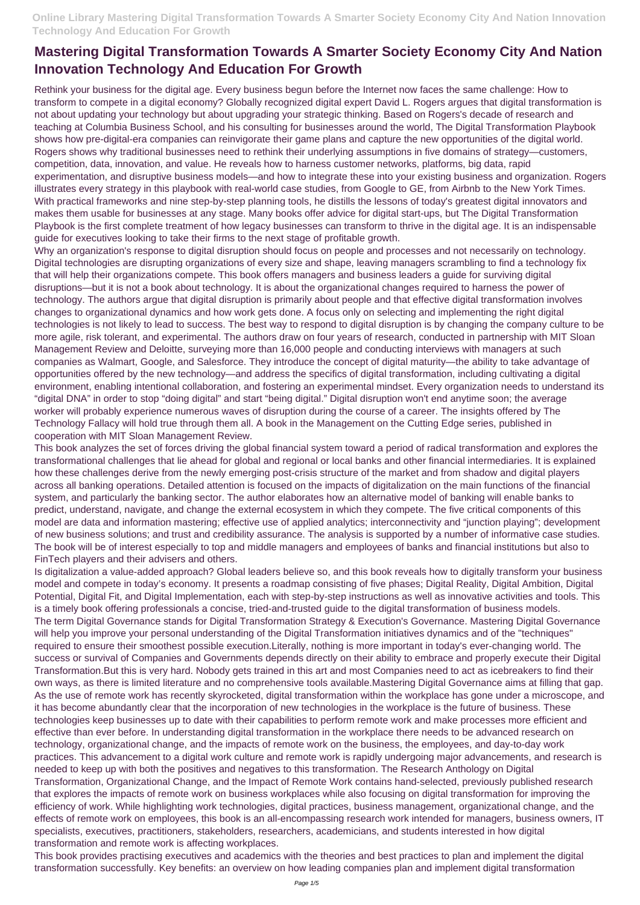# Mastering Digital Transformation Towards A Smarter Society Economy City And Nation Innovation Technology And Education For Growth

Rethink your business for the digital age. Every business begun before the Internet now faces the same challenge: How to transform to compete in a digital economy? Globally recognized digital expert David L. Rogers argues that digital transformation is not about updating your technology but about upgrading your strategic thinking. Based on Rogers's decade of research and teaching at Columbia Business School, and his consulting for businesses around the world, The Digital Transformation Playbook shows how pre-digital-era companies can reinvigorate their game plans and capture the new opportunities of the digital world. Rogers shows why traditional businesses need to rethink their underlying assumptions in five domains of strategy—customers, competition, data, innovation, and value. He reveals how to harness customer networks, platforms, big data, rapid experimentation, and disruptive business models—and how to integrate these into your existing business and organization. Rogers illustrates every strategy in this playbook with real-world case studies, from Google to GE, from Airbnb to the New York Times. With practical frameworks and nine step-by-step planning tools, he distills the lessons of today's greatest digital innovators and makes them usable for businesses at any stage. Many books offer advice for digital start-ups, but The Digital Transformation Playbook is the first complete treatment of how legacy businesses can transform to thrive in the digital age. It is an indispensable guide for executives looking to take their firms to the next stage of profitable growth.

Why an organization's response to digital disruption should focus on people and processes and not necessarily on technology. Digital technologies are disrupting organizations of every size and shape, leaving managers scrambling to find a technology fix that will help their organizations compete. This book offers managers and business leaders a guide for surviving digital disruptions—but it is not a book about technology. It is about the organizational changes required to harness the power of technology. The authors argue that digital disruption is primarily about people and that effective digital transformation involves changes to organizational dynamics and how work gets done. A focus only on selecting and implementing the right digital technologies is not likely to lead to success. The best way to respond to digital disruption is by changing the company culture to be more agile, risk tolerant, and experimental. The authors draw on four years of research, conducted in partnership with MIT Sloan Management Review and Deloitte, surveying more than 16,000 people and conducting interviews with managers at such companies as Walmart, Google, and Salesforce. They introduce the concept of digital maturity—the ability to take advantage of opportunities offered by the new technology—and address the specifics of digital transformation, including cultivating a digital environment, enabling intentional collaboration, and fostering an experimental mindset. Every organization needs to understand its "digital DNA" in order to stop "doing digital" and start "being digital." Digital disruption won't end anytime soon; the average worker will probably experience numerous waves of disruption during the course of a career. The insights offered by The Technology Fallacy will hold true through them all. A book in the Management on the Cutting Edge series, published in cooperation with MIT Sloan Management Review.

This book analyzes the set of forces driving the global financial system toward a period of radical transformation and explores the transformational challenges that lie ahead for global and regional or local banks and other financial intermediaries. It is explained how these challenges derive from the newly emerging post-crisis structure of the market and from shadow and digital players across all banking operations. Detailed attention is focused on the impacts of digitalization on the main functions of the financial system, and particularly the banking sector. The author elaborates how an alternative model of banking will enable banks to predict, understand, navigate, and change the external ecosystem in which they compete. The five critical components of this model are data and information mastering; effective use of applied analytics; interconnectivity and "junction playing"; development of new business solutions; and trust and credibility assurance. The analysis is supported by a number of informative case studies. The book will be of interest especially to top and middle managers and employees of banks and financial institutions but also to FinTech players and their advisers and others.

Is digitalization a value-added approach? Global leaders believe so, and this book reveals how to digitally transform your business model and compete in today's economy. It presents a roadmap consisting of five phases; Digital Reality, Digital Ambition, Digital Potential, Digital Fit, and Digital Implementation, each with step-by-step instructions as well as innovative activities and tools. This is a timely book offering professionals a concise, tried-and-trusted guide to the digital transformation of business models.

The term Digital Governance stands for Digital Transformation Strategy & Execution's Governance. Mastering Digital Governance will help you improve your personal understanding of the Digital Transformation initiatives dynamics and of the "techniques" required to ensure their smoothest possible execution.Literally, nothing is more important in today's ever-changing world. The success or survival of Companies and Governments depends directly on their ability to embrace and properly execute their Digital Transformation.But this is very hard. Nobody gets trained in this art and most Companies need to act as icebreakers to find their own ways, as there is limited literature and no comprehensive tools available.Mastering Digital Governance aims at filling that gap.

As the use of remote work has recently skyrocketed, digital transformation within the workplace has gone under a microscope, and it has become abundantly clear that the incorporation of new technologies in the workplace is the future of business. These technologies keep businesses up to date with their capabilities to perform remote work and make processes more efficient and effective than ever before. In understanding digital transformation in the workplace there needs to be advanced research on technology, organizational change, and the impacts of remote work on the business, the employees, and day-to-day work practices. This advancement to a digital work culture and remote work is rapidly undergoing major advancements, and research is needed to keep up with both the positives and negatives to this transformation. The Research Anthology on Digital Transformation, Organizational Change, and the Impact of Remote Work contains hand-selected, previously published research that explores the impacts of remote work on business workplaces while also focusing on digital transformation for improving the efficiency of work. While highlighting work technologies, digital practices, business management, organizational change, and the effects of remote work on employees, this book is an all-encompassing research work intended for managers, business owners, IT specialists, executives, practitioners, stakeholders, researchers, academicians, and students interested in how digital transformation and remote work is affecting workplaces.

This book provides practising executives and academics with the theories and best practices to plan and implement the digital transformation successfully. Key benefits: an overview on how leading companies plan and implement digital transformation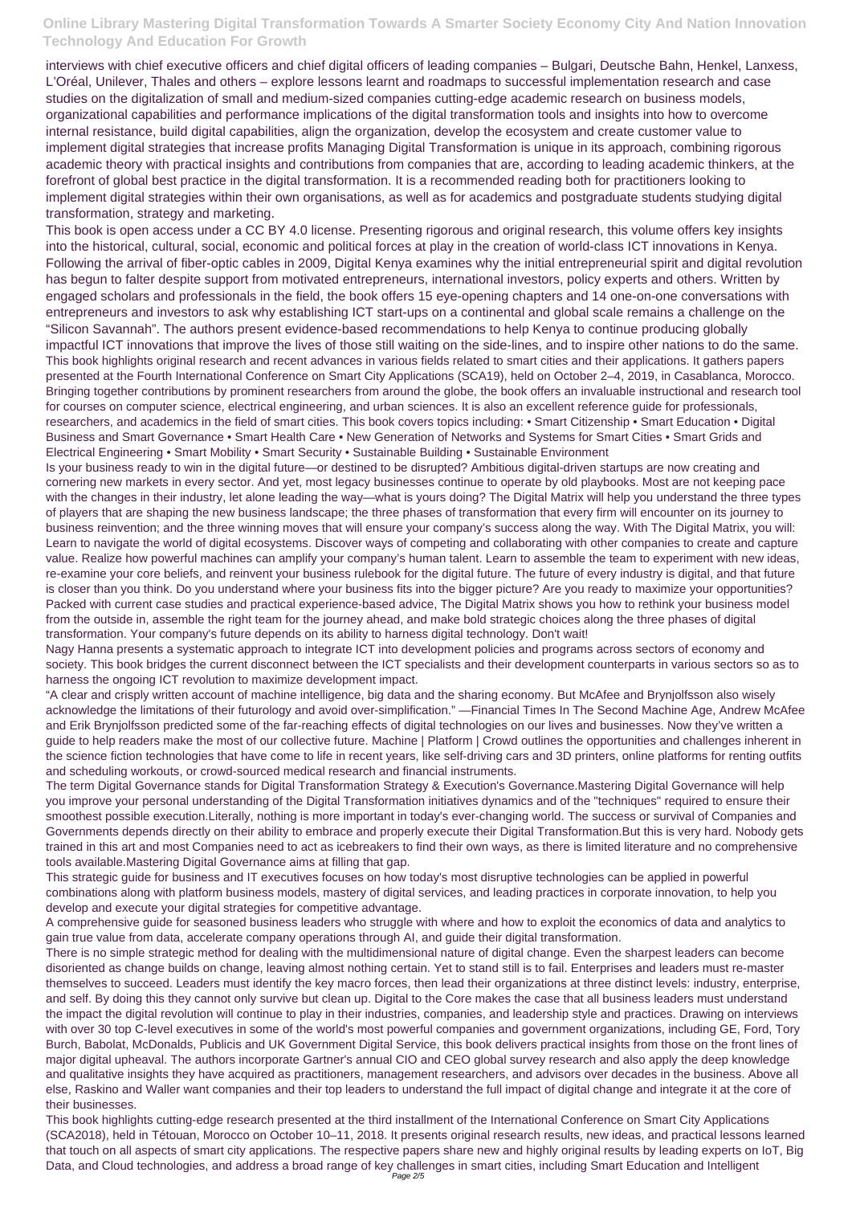interviews with chief executive officers and chief digital officers of leading companies – Bulgari, Deutsche Bahn, Henkel, Lanxess, L'Oréal, Unilever, Thales and others – explore lessons learnt and roadmaps to successful implementation research and case studies on the digitalization of small and medium-sized companies cutting-edge academic research on business models, organizational capabilities and performance implications of the digital transformation tools and insights into how to overcome internal resistance, build digital capabilities, align the organization, develop the ecosystem and create customer value to implement digital strategies that increase profits Managing Digital Transformation is unique in its approach, combining rigorous academic theory with practical insights and contributions from companies that are, according to leading academic thinkers, at the forefront of global best practice in the digital transformation. It is a recommended reading both for practitioners looking to implement digital strategies within their own organisations, as well as for academics and postgraduate students studying digital transformation, strategy and marketing.

This book is open access under a CC BY 4.0 license. Presenting rigorous and original research, this volume offers key insights into the historical, cultural, social, economic and political forces at play in the creation of world-class ICT innovations in Kenya. Following the arrival of fiber-optic cables in 2009, Digital Kenya examines why the initial entrepreneurial spirit and digital revolution has begun to falter despite support from motivated entrepreneurs, international investors, policy experts and others. Written by engaged scholars and professionals in the field, the book offers 15 eye-opening chapters and 14 one-on-one conversations with entrepreneurs and investors to ask why establishing ICT start-ups on a continental and global scale remains a challenge on the "Silicon Savannah". The authors present evidence-based recommendations to help Kenya to continue producing globally impactful ICT innovations that improve the lives of those still waiting on the side-lines, and to inspire other nations to do the same.

This book highlights original research and recent advances in various fields related to smart cities and their applications. It gathers papers presented at the Fourth International Conference on Smart City Applications (SCA19), held on October 2–4, 2019, in Casablanca, Morocco. Bringing together contributions by prominent researchers from around the globe, the book offers an invaluable instructional and research tool for courses on computer science, electrical engineering, and urban sciences. It is also an excellent reference guide for professionals, researchers, and academics in the field of smart cities. This book covers topics including: • Smart Citizenship • Smart Education • Digital Business and Smart Governance • Smart Health Care • New Generation of Networks and Systems for Smart Cities • Smart Grids and Electrical Engineering • Smart Mobility • Smart Security • Sustainable Building • Sustainable Environment

Is your business ready to win in the digital future—or destined to be disrupted? Ambitious digital-driven startups are now creating and cornering new markets in every sector. And yet, most legacy businesses continue to operate by old playbooks. Most are not keeping pace with the changes in their industry, let alone leading the way—what is yours doing? The Digital Matrix will help you understand the three types of players that are shaping the new business landscape; the three phases of transformation that every firm will encounter on its journey to business reinvention; and the three winning moves that will ensure your company's success along the way. With The Digital Matrix, you will: Learn to navigate the world of digital ecosystems. Discover ways of competing and collaborating with other companies to create and capture value. Realize how powerful machines can amplify your company's human talent. Learn to assemble the team to experiment with new ideas, re-examine your core beliefs, and reinvent your business rulebook for the digital future. The future of every industry is digital, and that future is closer than you think. Do you understand where your business fits into the bigger picture? Are you ready to maximize your opportunities? Packed with current case studies and practical experience-based advice, The Digital Matrix shows you how to rethink your business model from the outside in, assemble the right team for the journey ahead, and make bold strategic choices along the three phases of digital transformation. Your company's future depends on its ability to harness digital technology. Don't wait!

Nagy Hanna presents a systematic approach to integrate ICT into development policies and programs across sectors of economy and society. This book bridges the current disconnect between the ICT specialists and their development counterparts in various sectors so as to harness the ongoing ICT revolution to maximize development impact.

"A clear and crisply written account of machine intelligence, big data and the sharing economy. But McAfee and Brynjolfsson also wisely acknowledge the limitations of their futurology and avoid over-simplification." —Financial Times In The Second Machine Age, Andrew McAfee and Erik Brynjolfsson predicted some of the far-reaching effects of digital technologies on our lives and businesses. Now they've written a guide to help readers make the most of our collective future. Machine | Platform | Crowd outlines the opportunities and challenges inherent in the science fiction technologies that have come to life in recent years, like self-driving cars and 3D printers, online platforms for renting outfits and scheduling workouts, or crowd-sourced medical research and financial instruments.

The term Digital Governance stands for Digital Transformation Strategy & Execution's Governance.Mastering Digital Governance will help you improve your personal understanding of the Digital Transformation initiatives dynamics and of the "techniques" required to ensure their smoothest possible execution.Literally, nothing is more important in today's ever-changing world. The success or survival of Companies and Governments depends directly on their ability to embrace and properly execute their Digital Transformation.But this is very hard. Nobody gets trained in this art and most Companies need to act as icebreakers to find their own ways, as there is limited literature and no comprehensive tools available.Mastering Digital Governance aims at filling that gap.

This strategic guide for business and IT executives focuses on how today's most disruptive technologies can be applied in powerful combinations along with platform business models, mastery of digital services, and leading practices in corporate innovation, to help you develop and execute your digital strategies for competitive advantage.

A comprehensive guide for seasoned business leaders who struggle with where and how to exploit the economics of data and analytics to gain true value from data, accelerate company operations through AI, and guide their digital transformation.

There is no simple strategic method for dealing with the multidimensional nature of digital change. Even the sharpest leaders can become disoriented as change builds on change, leaving almost nothing certain. Yet to stand still is to fail. Enterprises and leaders must re-master themselves to succeed. Leaders must identify the key macro forces, then lead their organizations at three distinct levels: industry, enterprise, and self. By doing this they cannot only survive but clean up. Digital to the Core makes the case that all business leaders must understand the impact the digital revolution will continue to play in their industries, companies, and leadership style and practices. Drawing on interviews with over 30 top C-level executives in some of the world's most powerful companies and government organizations, including GE, Ford, Tory Burch, Babolat, McDonalds, Publicis and UK Government Digital Service, this book delivers practical insights from those on the front lines of major digital upheaval. The authors incorporate Gartner's annual CIO and CEO global survey research and also apply the deep knowledge and qualitative insights they have acquired as practitioners, management researchers, and advisors over decades in the business. Above all else, Raskino and Waller want companies and their top leaders to understand the full impact of digital change and integrate it at the core of their businesses.

This book highlights cutting-edge research presented at the third installment of the International Conference on Smart City Applications (SCA2018), held in Tétouan, Morocco on October 10–11, 2018. It presents original research results, new ideas, and practical lessons learned that touch on all aspects of smart city applications. The respective papers share new and highly original results by leading experts on IoT, Big Data, and Cloud technologies, and address a broad range of key challenges in smart cities, including Smart Education and Intelligent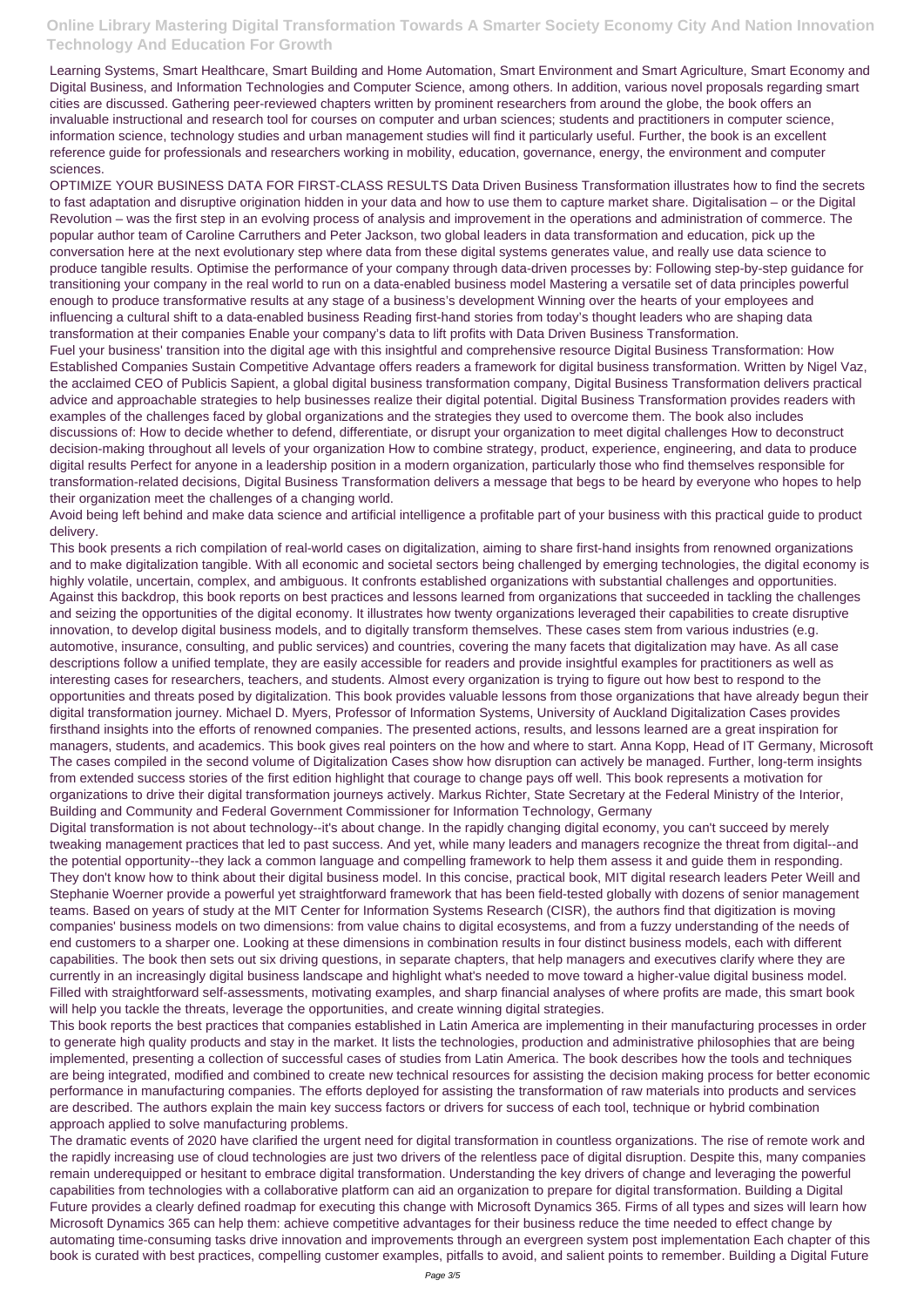Learning Systems, Smart Healthcare, Smart Building and Home Automation, Smart Environment and Smart Agriculture, Smart Economy and Digital Business, and Information Technologies and Computer Science, among others. In addition, various novel proposals regarding smart cities are discussed. Gathering peer-reviewed chapters written by prominent researchers from around the globe, the book offers an invaluable instructional and research tool for courses on computer and urban sciences; students and practitioners in computer science, information science, technology studies and urban management studies will find it particularly useful. Further, the book is an excellent reference guide for professionals and researchers working in mobility, education, governance, energy, the environment and computer sciences.

OPTIMIZE YOUR BUSINESS DATA FOR FIRST-CLASS RESULTS Data Driven Business Transformation illustrates how to find the secrets to fast adaptation and disruptive origination hidden in your data and how to use them to capture market share. Digitalisation – or the Digital Revolution – was the first step in an evolving process of analysis and improvement in the operations and administration of commerce. The popular author team of Caroline Carruthers and Peter Jackson, two global leaders in data transformation and education, pick up the conversation here at the next evolutionary step where data from these digital systems generates value, and really use data science to produce tangible results. Optimise the performance of your company through data-driven processes by: Following step-by-step guidance for transitioning your company in the real world to run on a data-enabled business model Mastering a versatile set of data principles powerful enough to produce transformative results at any stage of a business's development Winning over the hearts of your employees and influencing a cultural shift to a data-enabled business Reading first-hand stories from today's thought leaders who are shaping data transformation at their companies Enable your company's data to lift profits with Data Driven Business Transformation.

Fuel your business' transition into the digital age with this insightful and comprehensive resource Digital Business Transformation: How Established Companies Sustain Competitive Advantage offers readers a framework for digital business transformation. Written by Nigel Vaz, the acclaimed CEO of Publicis Sapient, a global digital business transformation company, Digital Business Transformation delivers practical advice and approachable strategies to help businesses realize their digital potential. Digital Business Transformation provides readers with examples of the challenges faced by global organizations and the strategies they used to overcome them. The book also includes discussions of: How to decide whether to defend, differentiate, or disrupt your organization to meet digital challenges How to deconstruct decision-making throughout all levels of your organization How to combine strategy, product, experience, engineering, and data to produce digital results Perfect for anyone in a leadership position in a modern organization, particularly those who find themselves responsible for transformation-related decisions, Digital Business Transformation delivers a message that begs to be heard by everyone who hopes to help their organization meet the challenges of a changing world.

Avoid being left behind and make data science and artificial intelligence a profitable part of your business with this practical guide to product delivery.

This book presents a rich compilation of real-world cases on digitalization, aiming to share first-hand insights from renowned organizations and to make digitalization tangible. With all economic and societal sectors being challenged by emerging technologies, the digital economy is highly volatile, uncertain, complex, and ambiguous. It confronts established organizations with substantial challenges and opportunities. Against this backdrop, this book reports on best practices and lessons learned from organizations that succeeded in tackling the challenges and seizing the opportunities of the digital economy. It illustrates how twenty organizations leveraged their capabilities to create disruptive innovation, to develop digital business models, and to digitally transform themselves. These cases stem from various industries (e.g. automotive, insurance, consulting, and public services) and countries, covering the many facets that digitalization may have. As all case descriptions follow a unified template, they are easily accessible for readers and provide insightful examples for practitioners as well as interesting cases for researchers, teachers, and students. Almost every organization is trying to figure out how best to respond to the opportunities and threats posed by digitalization. This book provides valuable lessons from those organizations that have already begun their digital transformation journey. Michael D. Myers, Professor of Information Systems, University of Auckland Digitalization Cases provides firsthand insights into the efforts of renowned companies. The presented actions, results, and lessons learned are a great inspiration for managers, students, and academics. This book gives real pointers on the how and where to start. Anna Kopp, Head of IT Germany, Microsoft The cases compiled in the second volume of Digitalization Cases show how disruption can actively be managed. Further, long-term insights from extended success stories of the first edition highlight that courage to change pays off well. This book represents a motivation for organizations to drive their digital transformation journeys actively. Markus Richter, State Secretary at the Federal Ministry of the Interior, Building and Community and Federal Government Commissioner for Information Technology, Germany

Digital transformation is not about technology--it's about change. In the rapidly changing digital economy, you can't succeed by merely tweaking management practices that led to past success. And yet, while many leaders and managers recognize the threat from digital--and the potential opportunity--they lack a common language and compelling framework to help them assess it and guide them in responding. They don't know how to think about their digital business model. In this concise, practical book, MIT digital research leaders Peter Weill and Stephanie Woerner provide a powerful yet straightforward framework that has been field-tested globally with dozens of senior management teams. Based on years of study at the MIT Center for Information Systems Research (CISR), the authors find that digitization is moving companies' business models on two dimensions: from value chains to digital ecosystems, and from a fuzzy understanding of the needs of end customers to a sharper one. Looking at these dimensions in combination results in four distinct business models, each with different capabilities. The book then sets out six driving questions, in separate chapters, that help managers and executives clarify where they are currently in an increasingly digital business landscape and highlight what's needed to move toward a higher-value digital business model. Filled with straightforward self-assessments, motivating examples, and sharp financial analyses of where profits are made, this smart book will help you tackle the threats, leverage the opportunities, and create winning digital strategies.

This book reports the best practices that companies established in Latin America are implementing in their manufacturing processes in order to generate high quality products and stay in the market. It lists the technologies, production and administrative philosophies that are being implemented, presenting a collection of successful cases of studies from Latin America. The book describes how the tools and techniques are being integrated, modified and combined to create new technical resources for assisting the decision making process for better economic performance in manufacturing companies. The efforts deployed for assisting the transformation of raw materials into products and services are described. The authors explain the main key success factors or drivers for success of each tool, technique or hybrid combination approach applied to solve manufacturing problems.

The dramatic events of 2020 have clarified the urgent need for digital transformation in countless organizations. The rise of remote work and the rapidly increasing use of cloud technologies are just two drivers of the relentless pace of digital disruption. Despite this, many companies remain underequipped or hesitant to embrace digital transformation. Understanding the key drivers of change and leveraging the powerful capabilities from technologies with a collaborative platform can aid an organization to prepare for digital transformation. Building a Digital Future provides a clearly defined roadmap for executing this change with Microsoft Dynamics 365. Firms of all types and sizes will learn how Microsoft Dynamics 365 can help them: achieve competitive advantages for their business reduce the time needed to effect change by automating time-consuming tasks drive innovation and improvements through an evergreen system post implementation Each chapter of this book is curated with best practices, compelling customer examples, pitfalls to avoid, and salient points to remember. Building a Digital Future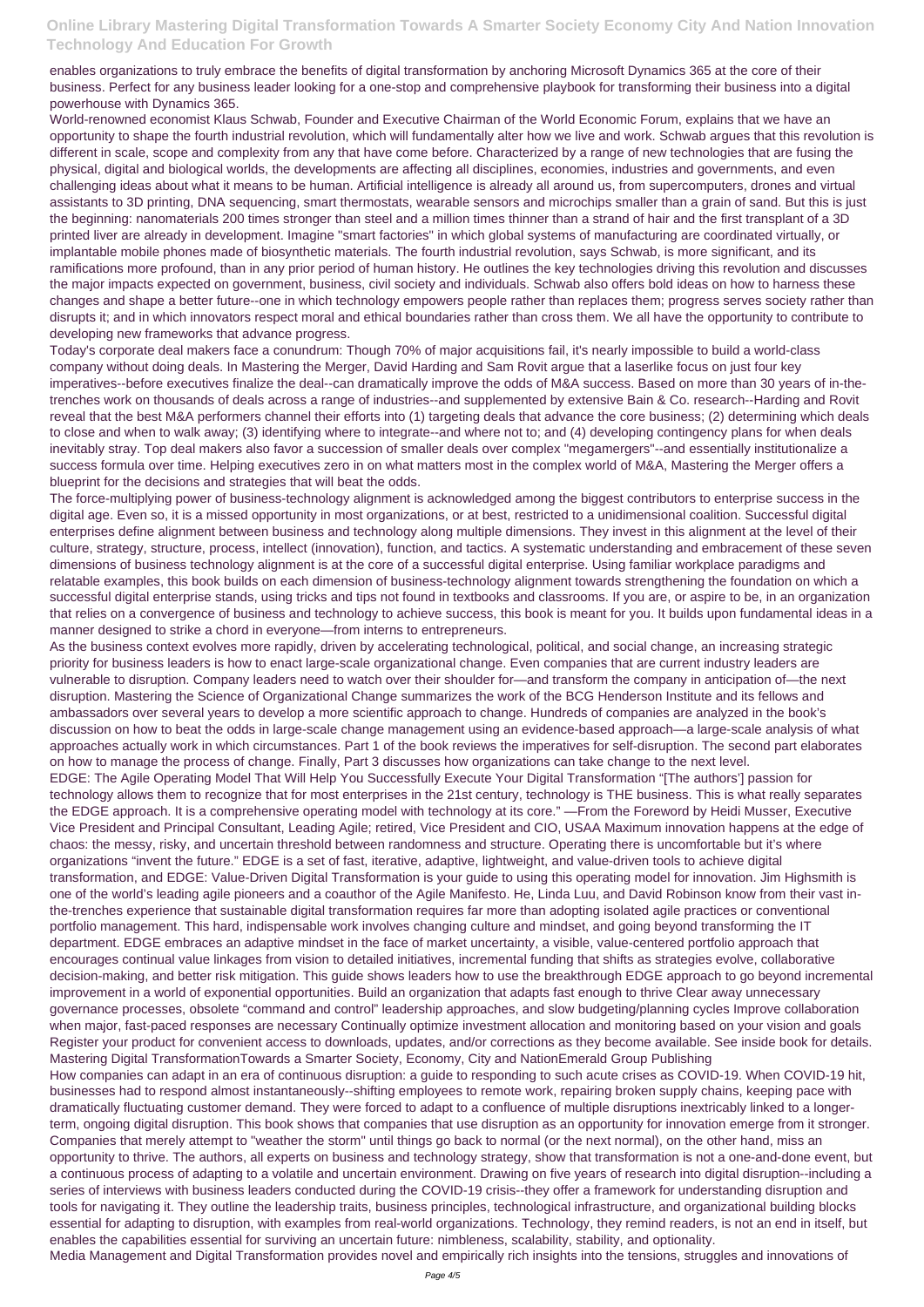enables organizations to truly embrace the benefits of digital transformation by anchoring Microsoft Dynamics 365 at the core of their business. Perfect for any business leader looking for a one-stop and comprehensive playbook for transforming their business into a digital powerhouse with Dynamics 365.

World-renowned economist Klaus Schwab, Founder and Executive Chairman of the World Economic Forum, explains that we have an opportunity to shape the fourth industrial revolution, which will fundamentally alter how we live and work. Schwab argues that this revolution is different in scale, scope and complexity from any that have come before. Characterized by a range of new technologies that are fusing the physical, digital and biological worlds, the developments are affecting all disciplines, economies, industries and governments, and even challenging ideas about what it means to be human. Artificial intelligence is already all around us, from supercomputers, drones and virtual assistants to 3D printing, DNA sequencing, smart thermostats, wearable sensors and microchips smaller than a grain of sand. But this is just the beginning: nanomaterials 200 times stronger than steel and a million times thinner than a strand of hair and the first transplant of a 3D printed liver are already in development. Imagine "smart factories" in which global systems of manufacturing are coordinated virtually, or implantable mobile phones made of biosynthetic materials. The fourth industrial revolution, says Schwab, is more significant, and its ramifications more profound, than in any prior period of human history. He outlines the key technologies driving this revolution and discusses the major impacts expected on government, business, civil society and individuals. Schwab also offers bold ideas on how to harness these changes and shape a better future--one in which technology empowers people rather than replaces them; progress serves society rather than disrupts it; and in which innovators respect moral and ethical boundaries rather than cross them. We all have the opportunity to contribute to developing new frameworks that advance progress.

Today's corporate deal makers face a conundrum: Though 70% of major acquisitions fail, it's nearly impossible to build a world-class company without doing deals. In Mastering the Merger, David Harding and Sam Rovit argue that a laserlike focus on just four key imperatives--before executives finalize the deal--can dramatically improve the odds of M&A success. Based on more than 30 years of in-the-trenches work on thousands of deals across a range of industries--and supplemented by extensive Bain & Co. research--Harding and Rovit reveal that the best M&A performers channel their efforts into (1) targeting deals that advance the core business; (2) determining which deals to close and when to walk away; (3) identifying where to integrate--and where not to; and (4) developing contingency plans for when deals inevitably stray. Top deal makers also favor a succession of smaller deals over complex "megamergers"--and essentially institutionalize a success formula over time. Helping executives zero in on what matters most in the complex world of M&A, Mastering the Merger offers a blueprint for the decisions and strategies that will beat the odds.

The force-multiplying power of business-technology alignment is acknowledged among the biggest contributors to enterprise success in the digital age. Even so, it is a missed opportunity in most organizations, or at best, restricted to a unidimensional coalition. Successful digital enterprises define alignment between business and technology along multiple dimensions. They invest in this alignment at the level of their culture, strategy, structure, process, intellect (innovation), function, and tactics. A systematic understanding and embracement of these seven dimensions of business technology alignment is at the core of a successful digital enterprise. Using familiar workplace paradigms and relatable examples, this book builds on each dimension of business-technology alignment towards strengthening the foundation on which a successful digital enterprise stands, using tricks and tips not found in textbooks and classrooms. If you are, or aspire to be, in an organization that relies on a convergence of business and technology to achieve success, this book is meant for you. It builds upon fundamental ideas in a manner designed to strike a chord in everyone—from interns to entrepreneurs.

As the business context evolves more rapidly, driven by accelerating technological, political, and social change, an increasing strategic priority for business leaders is how to enact large-scale organizational change. Even companies that are current industry leaders are vulnerable to disruption. Company leaders need to watch over their shoulder for—and transform the company in anticipation of—the next disruption. Mastering the Science of Organizational Change summarizes the work of the BCG Henderson Institute and its fellows and ambassadors over several years to develop a more scientific approach to change. Hundreds of companies are analyzed in the book's discussion on how to beat the odds in large-scale change management using an evidence-based approach—a large-scale analysis of what approaches actually work in which circumstances. Part 1 of the book reviews the imperatives for self-disruption. The second part elaborates on how to manage the process of change. Finally, Part 3 discusses how organizations can take change to the next level.

EDGE: The Agile Operating Model That Will Help You Successfully Execute Your Digital Transformation "[The authors'] passion for technology allows them to recognize that for most enterprises in the 21st century, technology is THE business. This is what really separates the EDGE approach. It is a comprehensive operating model with technology at its core." —From the Foreword by Heidi Musser, Executive Vice President and Principal Consultant, Leading Agile; retired, Vice President and CIO, USAA Maximum innovation happens at the edge of chaos: the messy, risky, and uncertain threshold between randomness and structure. Operating there is uncomfortable but it's where organizations "invent the future." EDGE is a set of fast, iterative, adaptive, lightweight, and value-driven tools to achieve digital transformation, and EDGE: Value-Driven Digital Transformation is your guide to using this operating model for innovation. Jim Highsmith is one of the world's leading agile pioneers and a coauthor of the Agile Manifesto. He, Linda Luu, and David Robinson know from their vast in-the-trenches experience that sustainable digital transformation requires far more than adopting isolated agile practices or conventional portfolio management. This hard, indispensable work involves changing culture and mindset, and going beyond transforming the IT department. EDGE embraces an adaptive mindset in the face of market uncertainty, a visible, value-centered portfolio approach that encourages continual value linkages from vision to detailed initiatives, incremental funding that shifts as strategies evolve, collaborative decision-making, and better risk mitigation. This guide shows leaders how to use the breakthrough EDGE approach to go beyond incremental improvement in a world of exponential opportunities. Build an organization that adapts fast enough to thrive Clear away unnecessary governance processes, obsolete "command and control" leadership approaches, and slow budgeting/planning cycles Improve collaboration when major, fast-paced responses are necessary Continually optimize investment allocation and monitoring based on your vision and goals Register your product for convenient access to downloads, updates, and/or corrections as they become available. See inside book for details.

Mastering Digital TransformationTowards a Smarter Society, Economy, City and NationEmerald Group Publishing

How companies can adapt in an era of continuous disruption: a guide to responding to such acute crises as COVID-19. When COVID-19 hit, businesses had to respond almost instantaneously--shifting employees to remote work, repairing broken supply chains, keeping pace with dramatically fluctuating customer demand. They were forced to adapt to a confluence of multiple disruptions inextricably linked to a longer-term, ongoing digital disruption. This book shows that companies that use disruption as an opportunity for innovation emerge from it stronger. Companies that merely attempt to "weather the storm" until things go back to normal (or the next normal), on the other hand, miss an opportunity to thrive. The authors, all experts on business and technology strategy, show that transformation is not a one-and-done event, but a continuous process of adapting to a volatile and uncertain environment. Drawing on five years of research into digital disruption--including a series of interviews with business leaders conducted during the COVID-19 crisis--they offer a framework for understanding disruption and tools for navigating it. They outline the leadership traits, business principles, technological infrastructure, and organizational building blocks essential for adapting to disruption, with examples from real-world organizations. Technology, they remind readers, is not an end in itself, but enables the capabilities essential for surviving an uncertain future: nimbleness, scalability, stability, and optionality.

Media Management and Digital Transformation provides novel and empirically rich insights into the tensions, struggles and innovations of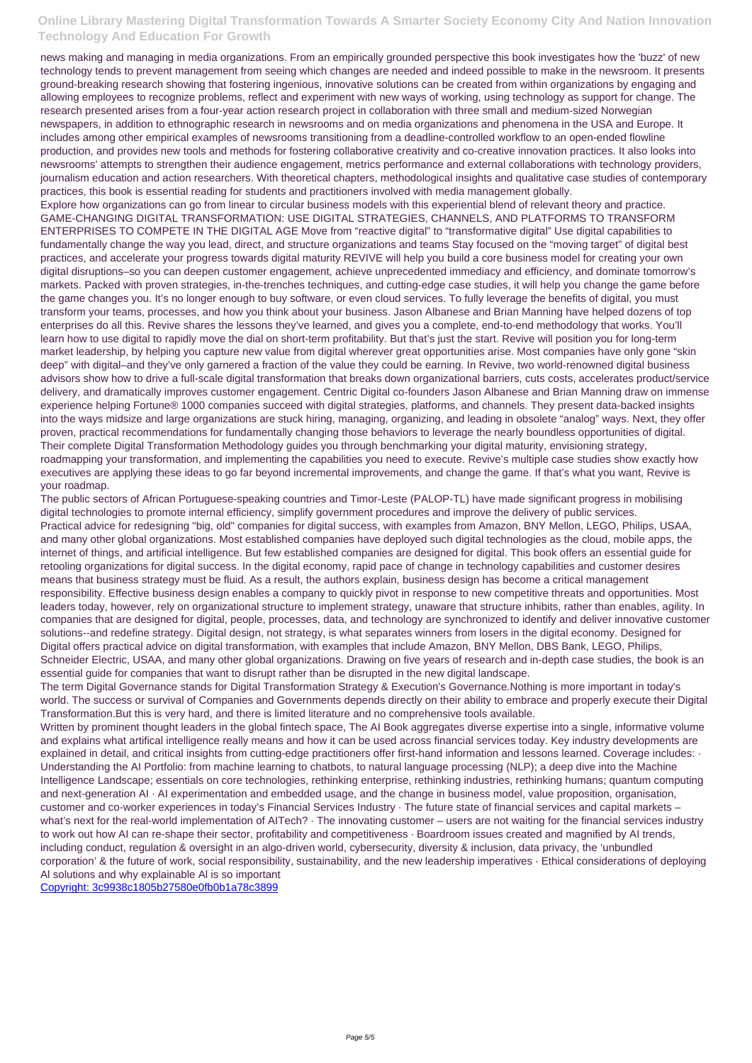news making and managing in media organizations. From an empirically grounded perspective this book investigates how the 'buzz' of new technology tends to prevent management from seeing which changes are needed and indeed possible to make in the newsroom. It presents ground-breaking research showing that fostering ingenious, innovative solutions can be created from within organizations by engaging and allowing employees to recognize problems, reflect and experiment with new ways of working, using technology as support for change. The research presented arises from a four-year action research project in collaboration with three small and medium-sized Norwegian newspapers, in addition to ethnographic research in newsrooms and on media organizations and phenomena in the USA and Europe. It includes among other empirical examples of newsrooms transitioning from a deadline-controlled workflow to an open-ended flowline production, and provides new tools and methods for fostering collaborative creativity and co-creative innovation practices. It also looks into newsrooms' attempts to strengthen their audience engagement, metrics performance and external collaborations with technology providers, journalism education and action researchers. With theoretical chapters, methodological insights and qualitative case studies of contemporary practices, this book is essential reading for students and practitioners involved with media management globally.

Explore how organizations can go from linear to circular business models with this experiential blend of relevant theory and practice.

GAME-CHANGING DIGITAL TRANSFORMATION: USE DIGITAL STRATEGIES, CHANNELS, AND PLATFORMS TO TRANSFORM ENTERPRISES TO COMPETE IN THE DIGITAL AGE Move from "reactive digital" to "transformative digital" Use digital capabilities to fundamentally change the way you lead, direct, and structure organizations and teams Stay focused on the "moving target" of digital best practices, and accelerate your progress towards digital maturity REVIVE will help you build a core business model for creating your own digital disruptions–so you can deepen customer engagement, achieve unprecedented immediacy and efficiency, and dominate tomorrow's markets. Packed with proven strategies, in-the-trenches techniques, and cutting-edge case studies, it will help you change the game before the game changes you. It's no longer enough to buy software, or even cloud services. To fully leverage the benefits of digital, you must transform your teams, processes, and how you think about your business. Jason Albanese and Brian Manning have helped dozens of top enterprises do all this. Revive shares the lessons they've learned, and gives you a complete, end-to-end methodology that works. You'll learn how to use digital to rapidly move the dial on short-term profitability. But that's just the start. Revive will position you for long-term market leadership, by helping you capture new value from digital wherever great opportunities arise. Most companies have only gone "skin deep" with digital–and they've only garnered a fraction of the value they could be earning. In Revive, two world-renowned digital business advisors show how to drive a full-scale digital transformation that breaks down organizational barriers, cuts costs, accelerates product/service delivery, and dramatically improves customer engagement. Centric Digital co-founders Jason Albanese and Brian Manning draw on immense experience helping Fortune® 1000 companies succeed with digital strategies, platforms, and channels. They present data-backed insights into the ways midsize and large organizations are stuck hiring, managing, organizing, and leading in obsolete "analog" ways. Next, they offer proven, practical recommendations for fundamentally changing those behaviors to leverage the nearly boundless opportunities of digital. Their complete Digital Transformation Methodology guides you through benchmarking your digital maturity, envisioning strategy, roadmapping your transformation, and implementing the capabilities you need to execute. Revive's multiple case studies show exactly how executives are applying these ideas to go far beyond incremental improvements, and change the game. If that's what you want, Revive is your roadmap.

The public sectors of African Portuguese-speaking countries and Timor-Leste (PALOP-TL) have made significant progress in mobilising digital technologies to promote internal efficiency, simplify government procedures and improve the delivery of public services.

Practical advice for redesigning "big, old" companies for digital success, with examples from Amazon, BNY Mellon, LEGO, Philips, USAA, and many other global organizations. Most established companies have deployed such digital technologies as the cloud, mobile apps, the internet of things, and artificial intelligence. But few established companies are designed for digital. This book offers an essential guide for retooling organizations for digital success. In the digital economy, rapid pace of change in technology capabilities and customer desires means that business strategy must be fluid. As a result, the authors explain, business design has become a critical management responsibility. Effective business design enables a company to quickly pivot in response to new competitive threats and opportunities. Most leaders today, however, rely on organizational structure to implement strategy, unaware that structure inhibits, rather than enables, agility. In companies that are designed for digital, people, processes, data, and technology are synchronized to identify and deliver innovative customer solutions--and redefine strategy. Digital design, not strategy, is what separates winners from losers in the digital economy. Designed for Digital offers practical advice on digital transformation, with examples that include Amazon, BNY Mellon, DBS Bank, LEGO, Philips, Schneider Electric, USAA, and many other global organizations. Drawing on five years of research and in-depth case studies, the book is an essential guide for companies that want to disrupt rather than be disrupted in the new digital landscape.

The term Digital Governance stands for Digital Transformation Strategy & Execution's Governance.Nothing is more important in today's world. The success or survival of Companies and Governments depends directly on their ability to embrace and properly execute their Digital Transformation.But this is very hard, and there is limited literature and no comprehensive tools available.

Written by prominent thought leaders in the global fintech space, The AI Book aggregates diverse expertise into a single, informative volume and explains what artifical intelligence really means and how it can be used across financial services today. Key industry developments are explained in detail, and critical insights from cutting-edge practitioners offer first-hand information and lessons learned. Coverage includes: · Understanding the AI Portfolio: from machine learning to chatbots, to natural language processing (NLP); a deep dive into the Machine Intelligence Landscape; essentials on core technologies, rethinking enterprise, rethinking industries, rethinking humans; quantum computing and next-generation AI · AI experimentation and embedded usage, and the change in business model, value proposition, organisation, customer and co-worker experiences in today's Financial Services Industry · The future state of financial services and capital markets – what's next for the real-world implementation of AITech? · The innovating customer – users are not waiting for the financial services industry to work out how AI can re-shape their sector, profitability and competitiveness · Boardroom issues created and magnified by AI trends, including conduct, regulation & oversight in an algo-driven world, cybersecurity, diversity & inclusion, data privacy, the 'unbundled corporation' & the future of work, social responsibility, sustainability, and the new leadership imperatives · Ethical considerations of deploying Al solutions and why explainable Al is so important

Copyright: 3c9938c1805b27580e0fb0b1a78c3899